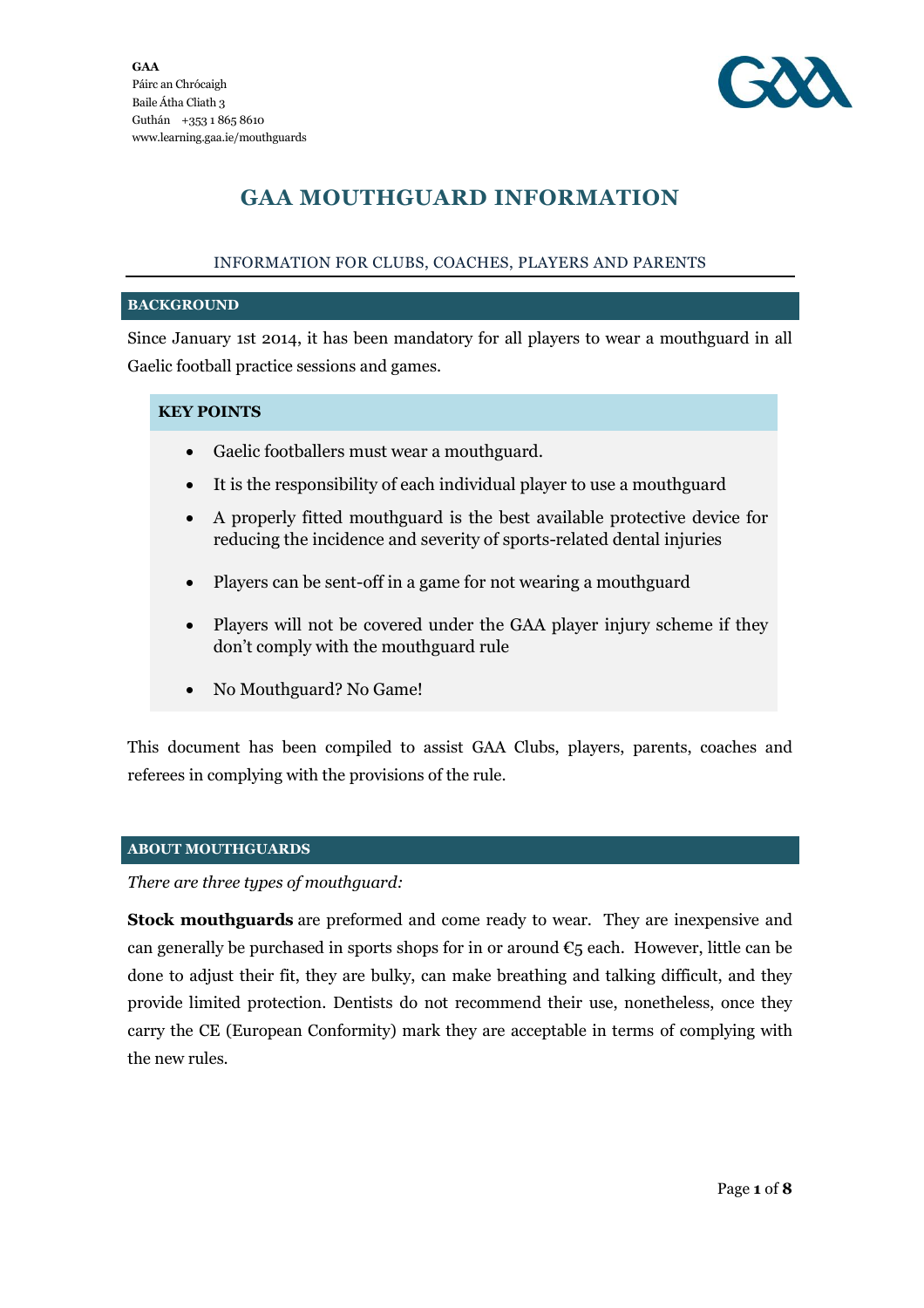**GAA**
Páirc an Chrócaigh
Baile Átha Cliath 3
Guthán +353 1 865 8610
www.learning.gaa.ie/mouthguards

# GAA MOUTHGUARD INFORMATION

INFORMATION FOR CLUBS, COACHES, PLAYERS AND PARENTS

## BACKGROUND

Since January 1st 2014, it has been mandatory for all players to wear a mouthguard in all Gaelic football practice sessions and games.

### KEY POINTS

- Gaelic footballers must wear a mouthguard.
- It is the responsibility of each individual player to use a mouthguard
- A properly fitted mouthguard is the best available protective device for reducing the incidence and severity of sports-related dental injuries
- Players can be sent-off in a game for not wearing a mouthguard
- Players will not be covered under the GAA player injury scheme if they don't comply with the mouthguard rule
- No Mouthguard? No Game!

This document has been compiled to assist GAA Clubs, players, parents, coaches and referees in complying with the provisions of the rule.

## ABOUT MOUTHGUARDS

*There are three types of mouthguard:*

**Stock mouthguards** are preformed and come ready to wear. They are inexpensive and can generally be purchased in sports shops for in or around €5 each. However, little can be done to adjust their fit, they are bulky, can make breathing and talking difficult, and they provide limited protection. Dentists do not recommend their use, nonetheless, once they carry the CE (European Conformity) mark they are acceptable in terms of complying with the new rules.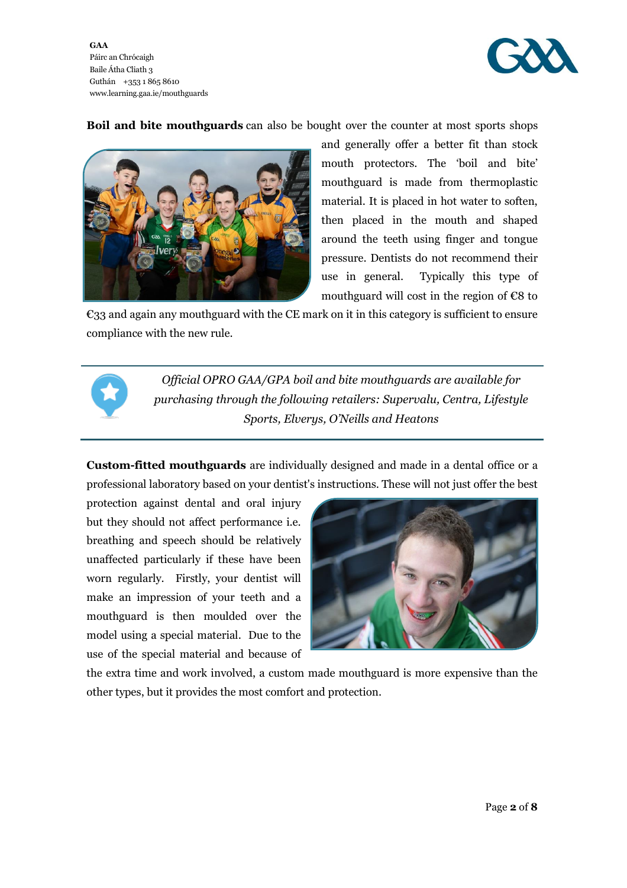**Boil and bite mouthguards** can also be bought over the counter at most sports shops and generally offer a better fit than stock mouth protectors. The 'boil and bite' mouthguard is made from thermoplastic material. It is placed in hot water to soften, then placed in the mouth and shaped around the teeth using finger and tongue pressure. Dentists do not recommend their use in general. Typically this type of mouthguard will cost in the region of €8 to €33 and again any mouthguard with the CE mark on it in this category is sufficient to ensure compliance with the new rule.

*Official OPRO GAA/GPA boil and bite mouthguards are available for purchasing through the following retailers: Supervalu, Centra, Lifestyle Sports, Elverys, O'Neills and Heatons*

**Custom-fitted mouthguards** are individually designed and made in a dental office or a professional laboratory based on your dentist's instructions. These will not just offer the best protection against dental and oral injury but they should not affect performance i.e. breathing and speech should be relatively unaffected particularly if these have been worn regularly. Firstly, your dentist will make an impression of your teeth and a mouthguard is then moulded over the model using a special material. Due to the use of the special material and because of the extra time and work involved, a custom made mouthguard is more expensive than the other types, but it provides the most comfort and protection.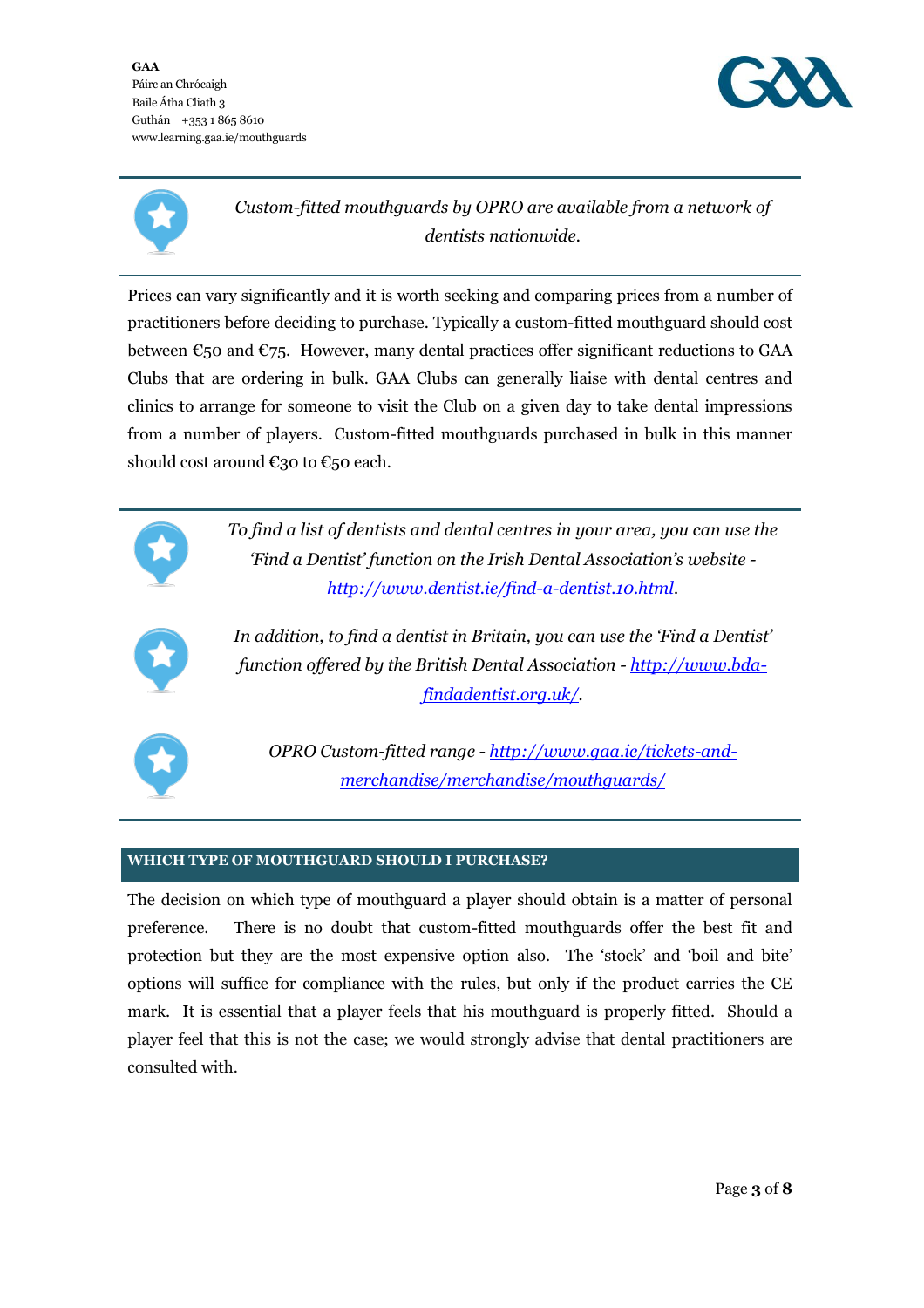*Custom-fitted mouthguards by OPRO are available from a network of dentists nationwide.*

Prices can vary significantly and it is worth seeking and comparing prices from a number of practitioners before deciding to purchase. Typically a custom-fitted mouthguard should cost between €50 and €75. However, many dental practices offer significant reductions to GAA Clubs that are ordering in bulk. GAA Clubs can generally liaise with dental centres and clinics to arrange for someone to visit the Club on a given day to take dental impressions from a number of players. Custom-fitted mouthguards purchased in bulk in this manner should cost around €30 to €50 each.

*To find a list of dentists and dental centres in your area, you can use the 'Find a Dentist' function on the Irish Dental Association's website - [http://www.dentist.ie/find-a-dentist.10.html](http://www.dentist.ie/find-a-dentist.10.html).*

*In addition, to find a dentist in Britain, you can use the 'Find a Dentist' function offered by the British Dental Association - [http://www.bda-findadentist.org.uk/](http://www.bda-findadentist.org.uk/).*

*OPRO Custom-fitted range - [http://www.gaa.ie/tickets-and-merchandise/merchandise/mouthguards/](http://www.gaa.ie/tickets-and-merchandise/merchandise/mouthguards/)*

## WHICH TYPE OF MOUTHGUARD SHOULD I PURCHASE?

The decision on which type of mouthguard a player should obtain is a matter of personal preference. There is no doubt that custom-fitted mouthguards offer the best fit and protection but they are the most expensive option also. The 'stock' and 'boil and bite' options will suffice for compliance with the rules, but only if the product carries the CE mark. It is essential that a player feels that his mouthguard is properly fitted. Should a player feel that this is not the case; we would strongly advise that dental practitioners are consulted with.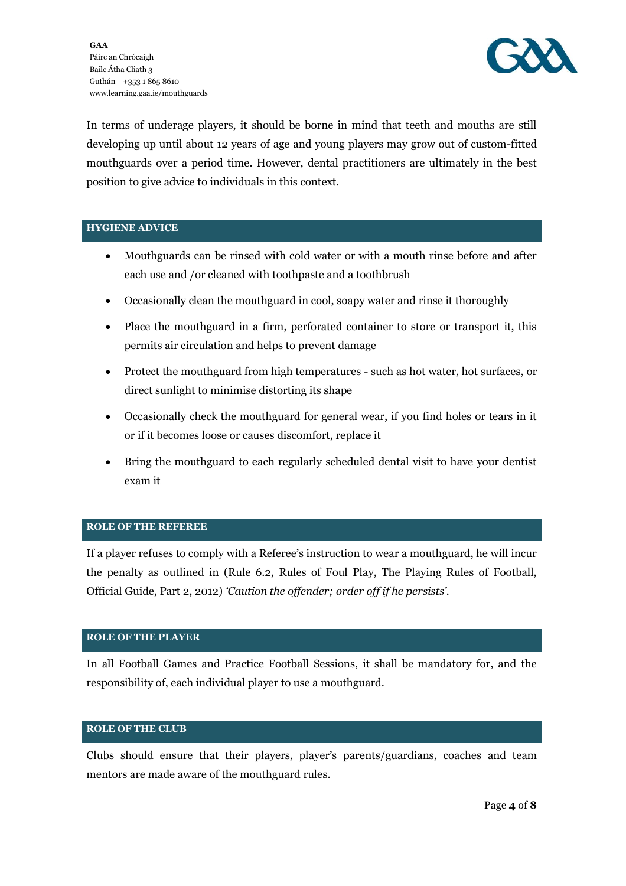In terms of underage players, it should be borne in mind that teeth and mouths are still developing up until about 12 years of age and young players may grow out of custom-fitted mouthguards over a period time. However, dental practitioners are ultimately in the best position to give advice to individuals in this context.

## HYGIENE ADVICE

- Mouthguards can be rinsed with cold water or with a mouth rinse before and after each use and /or cleaned with toothpaste and a toothbrush
- Occasionally clean the mouthguard in cool, soapy water and rinse it thoroughly
- Place the mouthguard in a firm, perforated container to store or transport it, this permits air circulation and helps to prevent damage
- Protect the mouthguard from high temperatures - such as hot water, hot surfaces, or direct sunlight to minimise distorting its shape
- Occasionally check the mouthguard for general wear, if you find holes or tears in it or if it becomes loose or causes discomfort, replace it
- Bring the mouthguard to each regularly scheduled dental visit to have your dentist exam it

## ROLE OF THE REFEREE

If a player refuses to comply with a Referee's instruction to wear a mouthguard, he will incur the penalty as outlined in (Rule 6.2, Rules of Foul Play, The Playing Rules of Football, Official Guide, Part 2, 2012) *'Caution the offender; order off if he persists'*.

## ROLE OF THE PLAYER

In all Football Games and Practice Football Sessions, it shall be mandatory for, and the responsibility of, each individual player to use a mouthguard.

## ROLE OF THE CLUB

Clubs should ensure that their players, player's parents/guardians, coaches and team mentors are made aware of the mouthguard rules.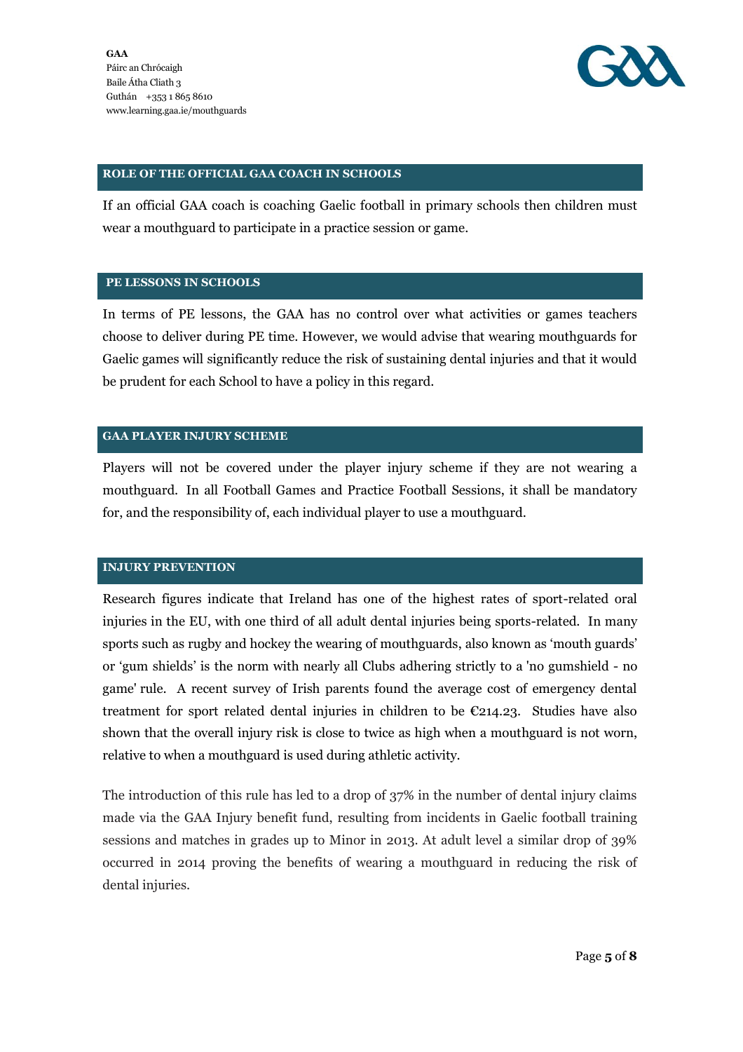GAA
Páirc an Chrócaigh
Baile Átha Cliath 3
Guthán +353 1 865 8610
www.learning.gaa.ie/mouthguards

## ROLE OF THE OFFICIAL GAA COACH IN SCHOOLS

If an official GAA coach is coaching Gaelic football in primary schools then children must wear a mouthguard to participate in a practice session or game.

## PE LESSONS IN SCHOOLS

In terms of PE lessons, the GAA has no control over what activities or games teachers choose to deliver during PE time. However, we would advise that wearing mouthguards for Gaelic games will significantly reduce the risk of sustaining dental injuries and that it would be prudent for each School to have a policy in this regard.

## GAA PLAYER INJURY SCHEME

Players will not be covered under the player injury scheme if they are not wearing a mouthguard. In all Football Games and Practice Football Sessions, it shall be mandatory for, and the responsibility of, each individual player to use a mouthguard.

## INJURY PREVENTION

Research figures indicate that Ireland has one of the highest rates of sport-related oral injuries in the EU, with one third of all adult dental injuries being sports-related. In many sports such as rugby and hockey the wearing of mouthguards, also known as 'mouth guards' or 'gum shields' is the norm with nearly all Clubs adhering strictly to a 'no gumshield - no game' rule. A recent survey of Irish parents found the average cost of emergency dental treatment for sport related dental injuries in children to be €214.23. Studies have also shown that the overall injury risk is close to twice as high when a mouthguard is not worn, relative to when a mouthguard is used during athletic activity.

The introduction of this rule has led to a drop of 37% in the number of dental injury claims made via the GAA Injury benefit fund, resulting from incidents in Gaelic football training sessions and matches in grades up to Minor in 2013. At adult level a similar drop of 39% occurred in 2014 proving the benefits of wearing a mouthguard in reducing the risk of dental injuries.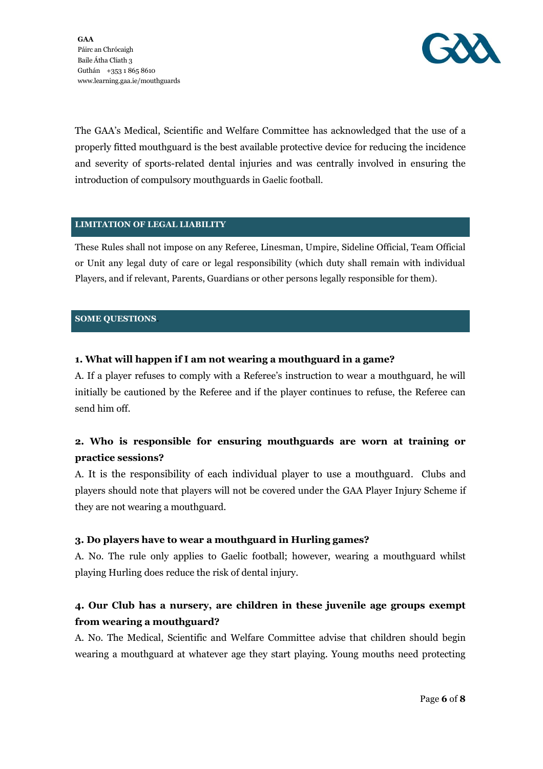GAA
Páirc an Chrócaigh
Baile Átha Cliath 3
Guthán +353 1 865 8610
www.learning.gaa.ie/mouthguards

The GAA's Medical, Scientific and Welfare Committee has acknowledged that the use of a properly fitted mouthguard is the best available protective device for reducing the incidence and severity of sports-related dental injuries and was centrally involved in ensuring the introduction of compulsory mouthguards in Gaelic football.

## LIMITATION OF LEGAL LIABILITY

These Rules shall not impose on any Referee, Linesman, Umpire, Sideline Official, Team Official or Unit any legal duty of care or legal responsibility (which duty shall remain with individual Players, and if relevant, Parents, Guardians or other persons legally responsible for them).

## SOME QUESTIONS.

**1. What will happen if I am not wearing a mouthguard in a game?**

A. If a player refuses to comply with a Referee's instruction to wear a mouthguard, he will initially be cautioned by the Referee and if the player continues to refuse, the Referee can send him off.

**2. Who is responsible for ensuring mouthguards are worn at training or practice sessions?**

A. It is the responsibility of each individual player to use a mouthguard. Clubs and players should note that players will not be covered under the GAA Player Injury Scheme if they are not wearing a mouthguard.

**3. Do players have to wear a mouthguard in Hurling games?**

A. No. The rule only applies to Gaelic football; however, wearing a mouthguard whilst playing Hurling does reduce the risk of dental injury.

**4. Our Club has a nursery, are children in these juvenile age groups exempt from wearing a mouthguard?**

A. No. The Medical, Scientific and Welfare Committee advise that children should begin wearing a mouthguard at whatever age they start playing. Young mouths need protecting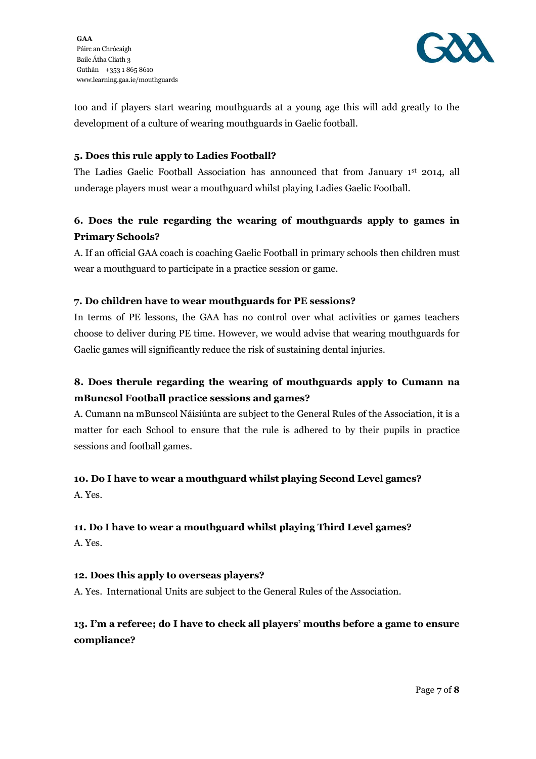too and if players start wearing mouthguards at a young age this will add greatly to the development of a culture of wearing mouthguards in Gaelic football.

**5. Does this rule apply to Ladies Football?**

The Ladies Gaelic Football Association has announced that from January 1st 2014, all underage players must wear a mouthguard whilst playing Ladies Gaelic Football.

**6. Does the rule regarding the wearing of mouthguards apply to games in Primary Schools?**

A. If an official GAA coach is coaching Gaelic Football in primary schools then children must wear a mouthguard to participate in a practice session or game.

**7. Do children have to wear mouthguards for PE sessions?**

In terms of PE lessons, the GAA has no control over what activities or games teachers choose to deliver during PE time. However, we would advise that wearing mouthguards for Gaelic games will significantly reduce the risk of sustaining dental injuries.

**8. Does therule regarding the wearing of mouthguards apply to Cumann na mBuncsol Football practice sessions and games?**

A. Cumann na mBunscol Náisiúnta are subject to the General Rules of the Association, it is a matter for each School to ensure that the rule is adhered to by their pupils in practice sessions and football games.

**10. Do I have to wear a mouthguard whilst playing Second Level games?**

A. Yes.

**11. Do I have to wear a mouthguard whilst playing Third Level games?**

A. Yes.

**12. Does this apply to overseas players?**

A. Yes. International Units are subject to the General Rules of the Association.

**13. I'm a referee; do I have to check all players' mouths before a game to ensure compliance?**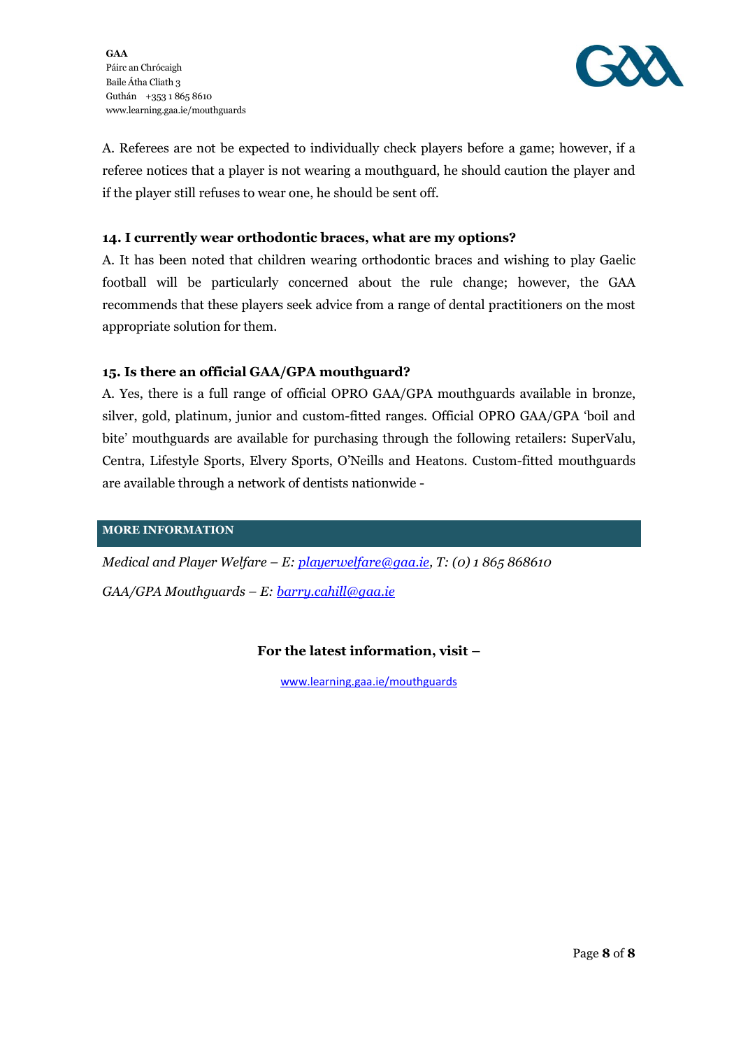A. Referees are not be expected to individually check players before a game; however, if a referee notices that a player is not wearing a mouthguard, he should caution the player and if the player still refuses to wear one, he should be sent off.

### 14. I currently wear orthodontic braces, what are my options?

A. It has been noted that children wearing orthodontic braces and wishing to play Gaelic football will be particularly concerned about the rule change; however, the GAA recommends that these players seek advice from a range of dental practitioners on the most appropriate solution for them.

### 15. Is there an official GAA/GPA mouthguard?

A. Yes, there is a full range of official OPRO GAA/GPA mouthguards available in bronze, silver, gold, platinum, junior and custom-fitted ranges. Official OPRO GAA/GPA 'boil and bite' mouthguards are available for purchasing through the following retailers: SuperValu, Centra, Lifestyle Sports, Elvery Sports, O'Neills and Heatons. Custom-fitted mouthguards are available through a network of dentists nationwide -

## MORE INFORMATION

*Medical and Player Welfare – E: playerwelfare@gaa.ie, T: (0) 1 865 868610*

*GAA/GPA Mouthguards – E: barry.cahill@gaa.ie*

**For the latest information, visit –**

www.learning.gaa.ie/mouthguards